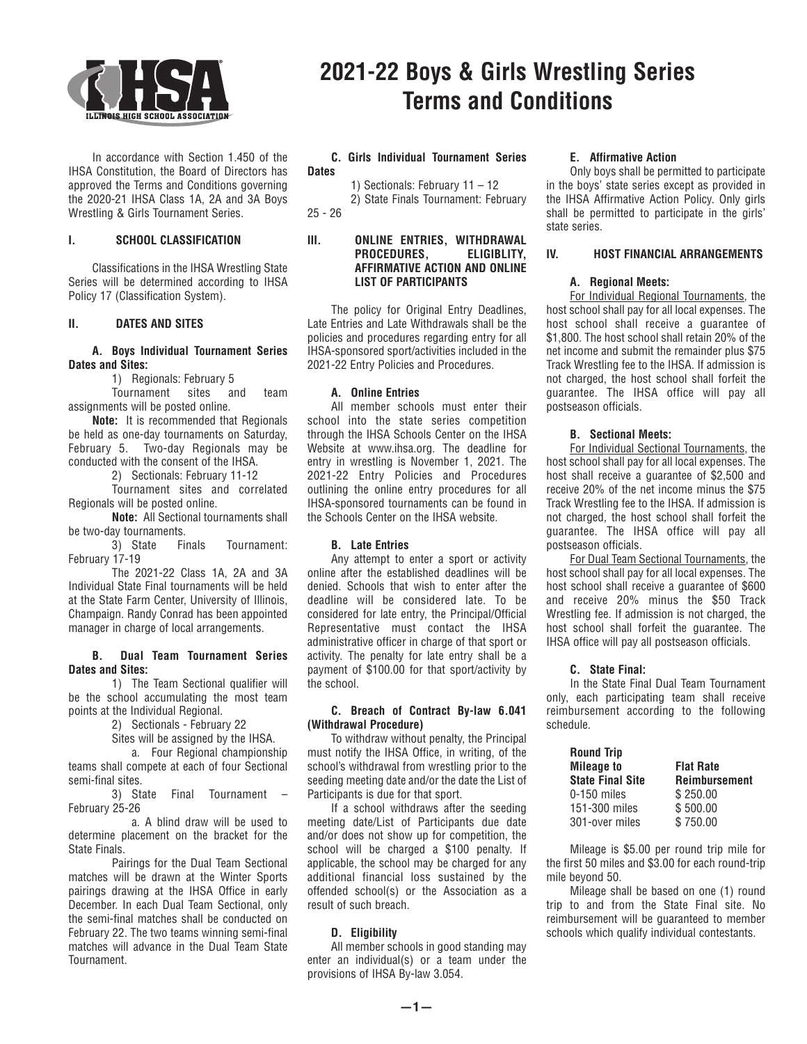# 2021-22 Boys & Girls Wrestling Series Terms and Conditions

In accordance with Section 1.450 of the IHSA Constitution, the Board of Directors has approved the Terms and Conditions governing the 2020-21 IHSA Class 1A, 2A and 3A Boys Wrestling & Girls Tournament Series.

## I. SCHOOL CLASSIFICATION

Classifications in the IHSA Wrestling State Series will be determined according to IHSA Policy 17 (Classification System).

## II. DATES AND SITES

### A. Boys Individual Tournament Series Dates and Sites:

1) Regionals: February 5

Tournament sites and team assignments will be posted online.

**Note:** It is recommended that Regionals be held as one-day tournaments on Saturday, February 5. Two-day Regionals may be conducted with the consent of the IHSA.

2) Sectionals: February 11-12

Tournament sites and correlated Regionals will be posted online.

**Note:** All Sectional tournaments shall be two-day tournaments.

3) State Finals Tournament: February 17-19

The 2021-22 Class 1A, 2A and 3A Individual State Final tournaments will be held at the State Farm Center, University of Illinois, Champaign. Randy Conrad has been appointed manager in charge of local arrangements.

### B. Dual Team Tournament Series Dates and Sites:

1) The Team Sectional qualifier will be the school accumulating the most team points at the Individual Regional.

2) Sectionals - February 22

Sites will be assigned by the IHSA.

a. Four Regional championship teams shall compete at each of four Sectional semi-final sites.

3) State Final Tournament – February 25-26

a. A blind draw will be used to determine placement on the bracket for the State Finals.

Pairings for the Dual Team Sectional matches will be drawn at the Winter Sports pairings drawing at the IHSA Office in early December. In each Dual Team Sectional, only the semi-final matches shall be conducted on February 22. The two teams winning semi-final matches will advance in the Dual Team State Tournament.

### C. Girls Individual Tournament Series Dates

1) Sectionals: February 11 – 12

2) State Finals Tournament: February 25 - 26

## III. ONLINE ENTRIES, WITHDRAWAL PROCEDURES, ELIGIBLITY, AFFIRMATIVE ACTION AND ONLINE LIST OF PARTICIPANTS

The policy for Original Entry Deadlines, Late Entries and Late Withdrawals shall be the policies and procedures regarding entry for all IHSA-sponsored sport/activities included in the 2021-22 Entry Policies and Procedures.

### A. Online Entries

All member schools must enter their school into the state series competition through the IHSA Schools Center on the IHSA Website at www.ihsa.org. The deadline for entry in wrestling is November 1, 2021. The 2021-22 Entry Policies and Procedures outlining the online entry procedures for all IHSA-sponsored tournaments can be found in the Schools Center on the IHSA website.

### B. Late Entries

Any attempt to enter a sport or activity online after the established deadlines will be denied. Schools that wish to enter after the deadline will be considered late. To be considered for late entry, the Principal/Official Representative must contact the IHSA administrative officer in charge of that sport or activity. The penalty for late entry shall be a payment of $100.00 for that sport/activity by the school.

### C. Breach of Contract By-law 6.041 (Withdrawal Procedure)

To withdraw without penalty, the Principal must notify the IHSA Office, in writing, of the school's withdrawal from wrestling prior to the seeding meeting date and/or the date the List of Participants is due for that sport.

If a school withdraws after the seeding meeting date/List of Participants due date and/or does not show up for competition, the school will be charged a $100 penalty. If applicable, the school may be charged for any additional financial loss sustained by the offended school(s) or the Association as a result of such breach.

### D. Eligibility

All member schools in good standing may enter an individual(s) or a team under the provisions of IHSA By-law 3.054.

### E. Affirmative Action

Only boys shall be permitted to participate in the boys' state series except as provided in the IHSA Affirmative Action Policy. Only girls shall be permitted to participate in the girls' state series.

## IV. HOST FINANCIAL ARRANGEMENTS

### A. Regional Meets:

For Individual Regional Tournaments, the host school shall pay for all local expenses. The host school shall receive a guarantee of $1,800. The host school shall retain 20% of the net income and submit the remainder plus $75 Track Wrestling fee to the IHSA. If admission is not charged, the host school shall forfeit the guarantee. The IHSA office will pay all postseason officials.

### B. Sectional Meets:

For Individual Sectional Tournaments, the host school shall pay for all local expenses. The host shall receive a guarantee of $2,500 and receive 20% of the net income minus the $75 Track Wrestling fee to the IHSA. If admission is not charged, the host school shall forfeit the guarantee. The IHSA office will pay all postseason officials.

For Dual Team Sectional Tournaments, the host school shall pay for all local expenses. The host school shall receive a guarantee of $600 and receive 20% minus the $50 Track Wrestling fee. If admission is not charged, the host school shall forfeit the guarantee. The IHSA office will pay all postseason officials.

### C. State Final:

In the State Final Dual Team Tournament only, each participating team shall receive reimbursement according to the following schedule.

| Round Trip Mileage to State Final Site | Flat Rate Reimbursement |
|---|---|
| 0-150 miles | $ 250.00 |
| 151-300 miles | $ 500.00 |
| 301-over miles | $ 750.00 |

Mileage is $5.00 per round trip mile for the first 50 miles and $3.00 for each round-trip mile beyond 50.

Mileage shall be based on one (1) round trip to and from the State Final site. No reimbursement will be guaranteed to member schools which qualify individual contestants.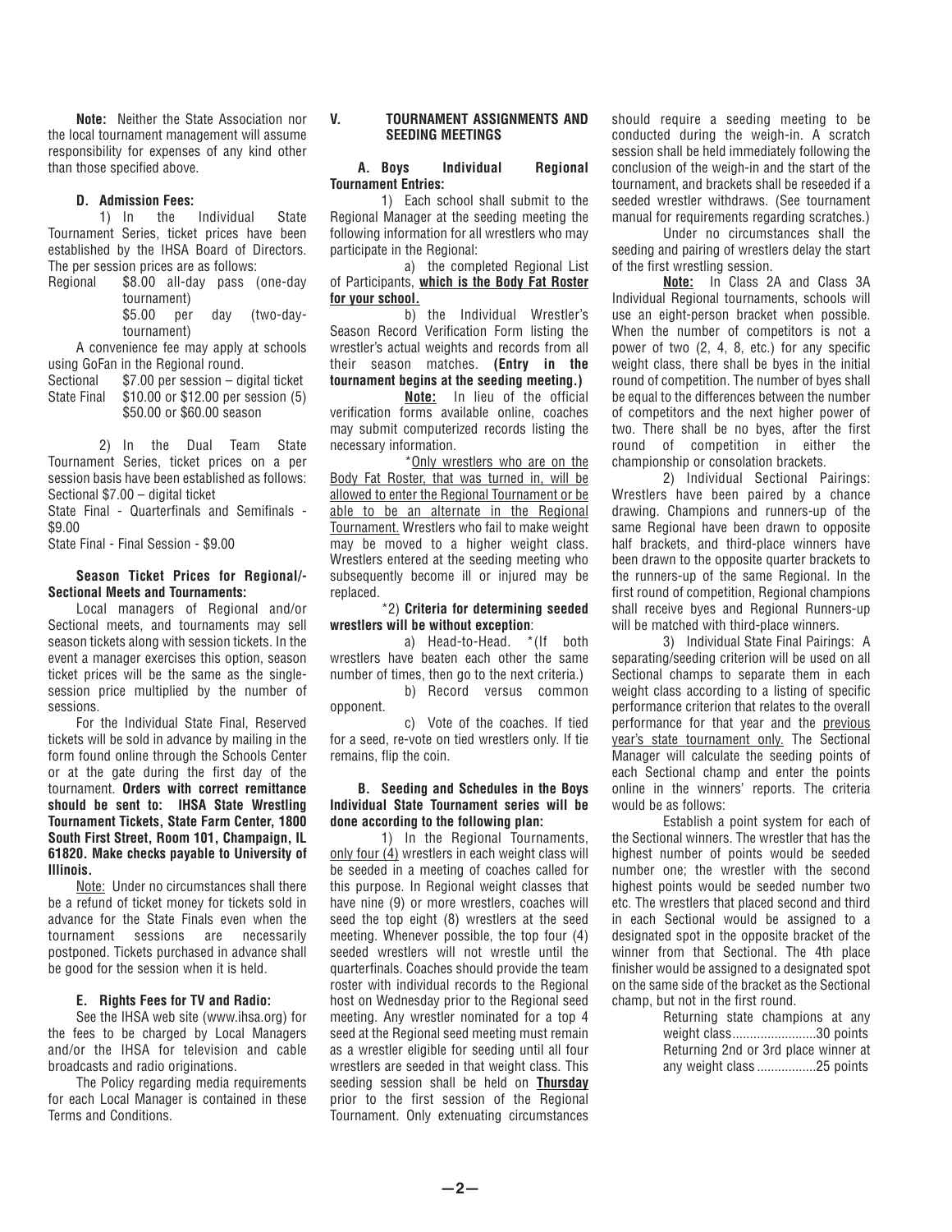**Note:** Neither the State Association nor the local tournament management will assume responsibility for expenses of any kind other than those specified above.

#### D. Admission Fees:

1) In the Individual State Tournament Series, ticket prices have been established by the IHSA Board of Directors. The per session prices are as follows:

Regional $8.00 all-day pass (one-day tournament)
$5.00 per day (two-day-tournament)

A convenience fee may apply at schools using GoFan in the Regional round.

Sectional $7.00 per session – digital ticket
State Final $10.00 or $12.00 per session (5)
$50.00 or $60.00 season

2) In the Dual Team State Tournament Series, ticket prices on a per session basis have been established as follows:
Sectional $7.00 – digital ticket
State Final - Quarterfinals and Semifinals - $9.00
State Final - Final Session - $9.00

**Season Ticket Prices for Regional/-Sectional Meets and Tournaments:**

Local managers of Regional and/or Sectional meets, and tournaments may sell season tickets along with session tickets. In the event a manager exercises this option, season ticket prices will be the same as the single-session price multiplied by the number of sessions.

For the Individual State Final, Reserved tickets will be sold in advance by mailing in the form found online through the Schools Center or at the gate during the first day of the tournament. **Orders with correct remittance should be sent to: IHSA State Wrestling Tournament Tickets, State Farm Center, 1800 South First Street, Room 101, Champaign, IL 61820. Make checks payable to University of Illinois.**

Note: Under no circumstances shall there be a refund of ticket money for tickets sold in advance for the State Finals even when the tournament sessions are necessarily postponed. Tickets purchased in advance shall be good for the session when it is held.

#### E. Rights Fees for TV and Radio:

See the IHSA web site (www.ihsa.org) for the fees to be charged by Local Managers and/or the IHSA for television and cable broadcasts and radio originations.

The Policy regarding media requirements for each Local Manager is contained in these Terms and Conditions.

### V. TOURNAMENT ASSIGNMENTS AND SEEDING MEETINGS

#### A. Boys Individual Regional Tournament Entries:

1) Each school shall submit to the Regional Manager at the seeding meeting the following information for all wrestlers who may participate in the Regional:

a) the completed Regional List of Participants, **which is the Body Fat Roster for your school.**

b) the Individual Wrestler's Season Record Verification Form listing the wrestler's actual weights and records from all their season matches. **(Entry in the tournament begins at the seeding meeting.)**

**Note:** In lieu of the official verification forms available online, coaches may submit computerized records listing the necessary information.

*Only wrestlers who are on the Body Fat Roster, that was turned in, will be allowed to enter the Regional Tournament or be able to be an alternate in the Regional Tournament. Wrestlers who fail to make weight may be moved to a higher weight class. Wrestlers entered at the seeding meeting who subsequently become ill or injured may be replaced.

*2) **Criteria for determining seeded wrestlers will be without exception**:

a) Head-to-Head. *(If both wrestlers have beaten each other the same number of times, then go to the next criteria.)

b) Record versus common opponent.

c) Vote of the coaches. If tied for a seed, re-vote on tied wrestlers only. If tie remains, flip the coin.

#### B. Seeding and Schedules in the Boys Individual State Tournament series will be done according to the following plan:

1) In the Regional Tournaments, only four (4) wrestlers in each weight class will be seeded in a meeting of coaches called for this purpose. In Regional weight classes that have nine (9) or more wrestlers, coaches will seed the top eight (8) wrestlers at the seed meeting. Whenever possible, the top four (4) seeded wrestlers will not wrestle until the quarterfinals. Coaches should provide the team roster with individual records to the Regional host on Wednesday prior to the Regional seed meeting. Any wrestler nominated for a top 4 seed at the Regional seed meeting must remain as a wrestler eligible for seeding until all four wrestlers are seeded in that weight class. This seeding session shall be held on **Thursday** prior to the first session of the Regional Tournament. Only extenuating circumstances should require a seeding meeting to be conducted during the weigh-in. A scratch session shall be held immediately following the conclusion of the weigh-in and the start of the tournament, and brackets shall be reseeded if a seeded wrestler withdraws. (See tournament manual for requirements regarding scratches.)

Under no circumstances shall the seeding and pairing of wrestlers delay the start of the first wrestling session.

**Note:** In Class 2A and Class 3A Individual Regional tournaments, schools will use an eight-person bracket when possible. When the number of competitors is not a power of two (2, 4, 8, etc.) for any specific weight class, there shall be byes in the initial round of competition. The number of byes shall be equal to the differences between the number of competitors and the next higher power of two. There shall be no byes, after the first round of competition in either the championship or consolation brackets.

2) Individual Sectional Pairings: Wrestlers have been paired by a chance drawing. Champions and runners-up of the same Regional have been drawn to opposite half brackets, and third-place winners have been drawn to the opposite quarter brackets to the runners-up of the same Regional. In the first round of competition, Regional champions shall receive byes and Regional Runners-up will be matched with third-place winners.

3) Individual State Final Pairings: A separating/seeding criterion will be used on all Sectional champs to separate them in each weight class according to a listing of specific performance criterion that relates to the overall performance for that year and the previous year's state tournament only. The Sectional Manager will calculate the seeding points of each Sectional champ and enter the points online in the winners' reports. The criteria would be as follows:

Establish a point system for each of the Sectional winners. The wrestler that has the highest number of points would be seeded number one; the wrestler with the second highest points would be seeded number two etc. The wrestlers that placed second and third in each Sectional would be assigned to a designated spot in the opposite bracket of the winner from that Sectional. The 4th place finisher would be assigned to a designated spot on the same side of the bracket as the Sectional champ, but not in the first round.

Returning state champions at any weight class........................30 points
Returning 2nd or 3rd place winner at any weight class.................25 points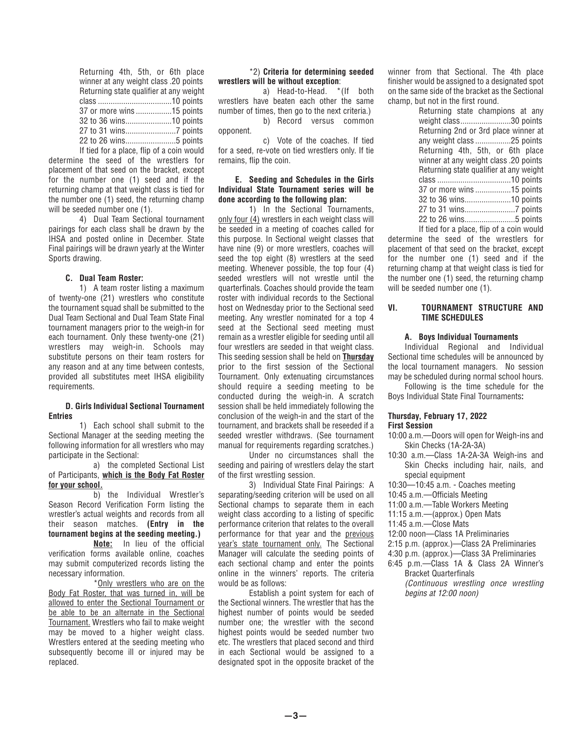Returning 4th, 5th, or 6th place winner at any weight class .20 points
Returning state qualifier at any weight class ....................................10 points
37 or more wins .................15 points
32 to 36 wins......................10 points
27 to 31 wins........................7 points
22 to 26 wins........................5 points

If tied for a place, flip of a coin would determine the seed of the wrestlers for placement of that seed on the bracket, except for the number one (1) seed and if the returning champ at that weight class is tied for the number one (1) seed, the returning champ will be seeded number one (1).

4) Dual Team Sectional tournament pairings for each class shall be drawn by the IHSA and posted online in December. State Final pairings will be drawn yearly at the Winter Sports drawing.

**C. Dual Team Roster:**

1) A team roster listing a maximum of twenty-one (21) wrestlers who constitute the tournament squad shall be submitted to the Dual Team Sectional and Dual Team State Final tournament managers prior to the weigh-in for each tournament. Only these twenty-one (21) wrestlers may weigh-in. Schools may substitute persons on their team rosters for any reason and at any time between contests, provided all substitutes meet IHSA eligibility requirements.

**D. Girls Individual Sectional Tournament Entries**

1) Each school shall submit to the Sectional Manager at the seeding meeting the following information for all wrestlers who may participate in the Sectional:

a) the completed Sectional List of Participants, **which is the Body Fat Roster for your school.**

b) the Individual Wrestler's Season Record Verification Form listing the wrestler's actual weights and records from all their season matches. **(Entry in the tournament begins at the seeding meeting.)**

**Note:** In lieu of the official verification forms available online, coaches may submit computerized records listing the necessary information.

*Only wrestlers who are on the Body Fat Roster, that was turned in, will be allowed to enter the Sectional Tournament or be able to be an alternate in the Sectional Tournament. Wrestlers who fail to make weight may be moved to a higher weight class. Wrestlers entered at the seeding meeting who subsequently become ill or injured may be replaced.

*2) **Criteria for determining seeded wrestlers will be without exception**:

a) Head-to-Head. *(If both wrestlers have beaten each other the same number of times, then go to the next criteria.)

b) Record versus common opponent.

c) Vote of the coaches. If tied for a seed, re-vote on tied wrestlers only. If tie remains, flip the coin.

**E. Seeding and Schedules in the Girls Individual State Tournament series will be done according to the following plan:**

1) In the Sectional Tournaments, only four (4) wrestlers in each weight class will be seeded in a meeting of coaches called for this purpose. In Sectional weight classes that have nine (9) or more wrestlers, coaches will seed the top eight (8) wrestlers at the seed meeting. Whenever possible, the top four (4) seeded wrestlers will not wrestle until the quarterfinals. Coaches should provide the team roster with individual records to the Sectional host on Wednesday prior to the Sectional seed meeting. Any wrestler nominated for a top 4 seed at the Sectional seed meeting must remain as a wrestler eligible for seeding until all four wrestlers are seeded in that weight class. This seeding session shall be held on **Thursday** prior to the first session of the Sectional Tournament. Only extenuating circumstances should require a seeding meeting to be conducted during the weigh-in. A scratch session shall be held immediately following the conclusion of the weigh-in and the start of the tournament, and brackets shall be reseeded if a seeded wrestler withdraws. (See tournament manual for requirements regarding scratches.)

Under no circumstances shall the seeding and pairing of wrestlers delay the start of the first wrestling session.

3) Individual State Final Pairings: A separating/seeding criterion will be used on all Sectional champs to separate them in each weight class according to a listing of specific performance criterion that relates to the overall performance for that year and the previous year's state tournament only. The Sectional Manager will calculate the seeding points of each sectional champ and enter the points online in the winners' reports. The criteria would be as follows:

Establish a point system for each of the Sectional winners. The wrestler that has the highest number of points would be seeded number one; the wrestler with the second highest points would be seeded number two etc. The wrestlers that placed second and third in each Sectional would be assigned to a designated spot in the opposite bracket of the winner from that Sectional. The 4th place finisher would be assigned to a designated spot on the same side of the bracket as the Sectional champ, but not in the first round.

Returning state champions at any weight class........................30 points
Returning 2nd or 3rd place winner at any weight class .................25 points
Returning 4th, 5th, or 6th place winner at any weight class .20 points
Returning state qualifier at any weight class ....................................10 points
37 or more wins .................15 points
32 to 36 wins......................10 points
27 to 31 wins........................7 points
22 to 26 wins........................5 points

If tied for a place, flip of a coin would determine the seed of the wrestlers for placement of that seed on the bracket, except for the number one (1) seed and if the returning champ at that weight class is tied for the number one (1) seed, the returning champ will be seeded number one (1).

## VI. TOURNAMENT STRUCTURE AND TIME SCHEDULES

**A. Boys Individual Tournaments**

Individual Regional and Individual Sectional time schedules will be announced by the local tournament managers. No session may be scheduled during normal school hours.

Following is the time schedule for the Boys Individual State Final Tournaments**:**

**Thursday, February 17, 2022**
**First Session**

- 10:00 a.m.—Doors will open for Weigh-ins and Skin Checks (1A-2A-3A)
- 10:30 a.m.—Class 1A-2A-3A Weigh-ins and Skin Checks including hair, nails, and special equipment
- 10:30—10:45 a.m. - Coaches meeting
- 10:45 a.m.—Officials Meeting
- 11:00 a.m.—Table Workers Meeting
- 11:15 a.m.—(approx.) Open Mats
- 11:45 a.m.—Close Mats
- 12:00 noon—Class 1A Preliminaries
- 2:15 p.m. (approx.)—Class 2A Preliminaries
- 4:30 p.m. (approx.)—Class 3A Preliminaries
- 6:45 p.m.—Class 1A & Class 2A Winner's Bracket Quarterfinals
  *(Continuous wrestling once wrestling begins at 12:00 noon)*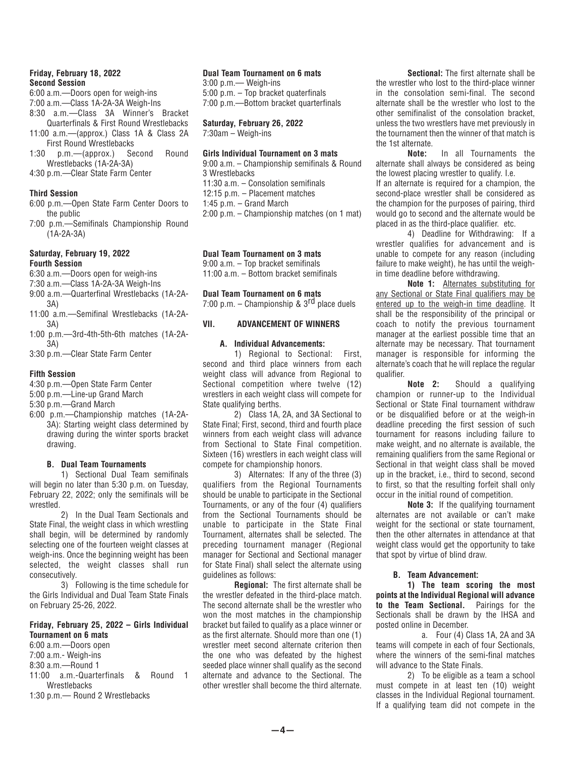**Friday, February 18, 2022**
**Second Session**

6:00 a.m.—Doors open for weigh-ins
7:00 a.m.—Class 1A-2A-3A Weigh-Ins
8:30 a.m.—Class 3A Winner's Bracket Quarterfinals & First Round Wrestlebacks
11:00 a.m.—(approx.) Class 1A & Class 2A First Round Wrestlebacks
1:30 p.m.—(approx.) Second Round Wrestlebacks (1A-2A-3A)
4:30 p.m.—Clear State Farm Center

**Third Session**

6:00 p.m.—Open State Farm Center Doors to the public
7:00 p.m.—Semifinals Championship Round (1A-2A-3A)

**Saturday, February 19, 2022**
**Fourth Session**

6:30 a.m.—Doors open for weigh-ins
7:30 a.m.—Class 1A-2A-3A Weigh-Ins
9:00 a.m.—Quarterfinal Wrestlebacks (1A-2A-3A)
11:00 a.m.—Semifinal Wrestlebacks (1A-2A-3A)
1:00 p.m.—3rd-4th-5th-6th matches (1A-2A-3A)
3:30 p.m.—Clear State Farm Center

**Fifth Session**

4:30 p.m.—Open State Farm Center
5:00 p.m.—Line-up Grand March
5:30 p.m.—Grand March
6:00 p.m.—Championship matches (1A-2A-3A): Starting weight class determined by drawing during the winter sports bracket drawing.

**B. Dual Team Tournaments**

1) Sectional Dual Team semifinals will begin no later than 5:30 p.m. on Tuesday, February 22, 2022; only the semifinals will be wrestled.

2) In the Dual Team Sectionals and State Final, the weight class in which wrestling shall begin, will be determined by randomly selecting one of the fourteen weight classes at weigh-ins. Once the beginning weight has been selected, the weight classes shall run consecutively.

3) Following is the time schedule for the Girls Individual and Dual Team State Finals on February 25-26, 2022.

**Friday, February 25, 2022 – Girls Individual Tournament on 6 mats**

6:00 a.m.—Doors open
7:00 a.m.- Weigh-ins
8:30 a.m.—Round 1
11:00 a.m.-Quarterfinals & Round 1 Wrestlebacks
1:30 p.m.— Round 2 Wrestlebacks

**Dual Team Tournament on 6 mats**

3:00 p.m.— Weigh-ins
5:00 p.m. – Top bracket quaterfinals
7:00 p.m.—Bottom bracket quarterfinals

**Saturday, February 26, 2022**

7:30am – Weigh-ins

**Girls Individual Tournament on 3 mats**

9:00 a.m. – Championship semifinals & Round 3 Wrestlebacks
11:30 a.m. – Consolation semifinals
12:15 p.m. – Placement matches
1:45 p.m. – Grand March
2:00 p.m. – Championship matches (on 1 mat)

**Dual Team Tournament on 3 mats**

9:00 a.m. – Top bracket semifinals
11:00 a.m. – Bottom bracket semifinals

**Dual Team Tournament on 6 mats**

7:00 p.m. – Championship & 3rd place duels

## VII. ADVANCEMENT OF WINNERS

**A. Individual Advancements:**

1) Regional to Sectional: First, second and third place winners from each weight class will advance from Regional to Sectional competition where twelve (12) wrestlers in each weight class will compete for State qualifying berths.

2) Class 1A, 2A, and 3A Sectional to State Final; First, second, third and fourth place winners from each weight class will advance from Sectional to State Final competition. Sixteen (16) wrestlers in each weight class will compete for championship honors.

3) Alternates: If any of the three (3) qualifiers from the Regional Tournaments should be unable to participate in the Sectional Tournaments, or any of the four (4) qualifiers from the Sectional Tournaments should be unable to participate in the State Final Tournament, alternates shall be selected. The preceding tournament manager (Regional manager for Sectional and Sectional manager for State Final) shall select the alternate using guidelines as follows:

**Regional:** The first alternate shall be the wrestler defeated in the third-place match. The second alternate shall be the wrestler who won the most matches in the championship bracket but failed to qualify as a place winner or as the first alternate. Should more than one (1) wrestler meet second alternate criterion then the one who was defeated by the highest seeded place winner shall qualify as the second alternate and advance to the Sectional. The other wrestler shall become the third alternate.

**Sectional:** The first alternate shall be the wrestler who lost to the third-place winner in the consolation semi-final. The second alternate shall be the wrestler who lost to the other semifinalist of the consolation bracket, unless the two wrestlers have met previously in the tournament then the winner of that match is the 1st alternate.

**Note:** In all Tournaments the alternate shall always be considered as being the lowest placing wrestler to qualify. I.e. If an alternate is required for a champion, the second-place wrestler shall be considered as the champion for the purposes of pairing, third would go to second and the alternate would be placed in as the third-place qualifier. etc.

4) Deadline for Withdrawing: If a wrestler qualifies for advancement and is unable to compete for any reason (including failure to make weight), he has until the weigh-in time deadline before withdrawing.

**Note 1:** Alternates substituting for any Sectional or State Final qualifiers may be entered up to the weigh-in time deadline. It shall be the responsibility of the principal or coach to notify the previous tournament manager at the earliest possible time that an alternate may be necessary. That tournament manager is responsible for informing the alternate's coach that he will replace the regular qualifier.

**Note 2:** Should a qualifying champion or runner-up to the Individual Sectional or State Final tournament withdraw or be disqualified before or at the weigh-in deadline preceding the first session of such tournament for reasons including failure to make weight, and no alternate is available, the remaining qualifiers from the same Regional or Sectional in that weight class shall be moved up in the bracket, i.e., third to second, second to first, so that the resulting forfeit shall only occur in the initial round of competition.

**Note 3:** If the qualifying tournament alternates are not available or can't make weight for the sectional or state tournament, then the other alternates in attendance at that weight class would get the opportunity to take that spot by virtue of blind draw.

**B. Team Advancement:**

**1) The team scoring the most points at the Individual Regional will advance to the Team Sectional.** Pairings for the Sectionals shall be drawn by the IHSA and posted online in December.

a. Four (4) Class 1A, 2A and 3A teams will compete in each of four Sectionals, where the winners of the semi-final matches will advance to the State Finals.

2) To be eligible as a team a school must compete in at least ten (10) weight classes in the Individual Regional tournament. If a qualifying team did not compete in the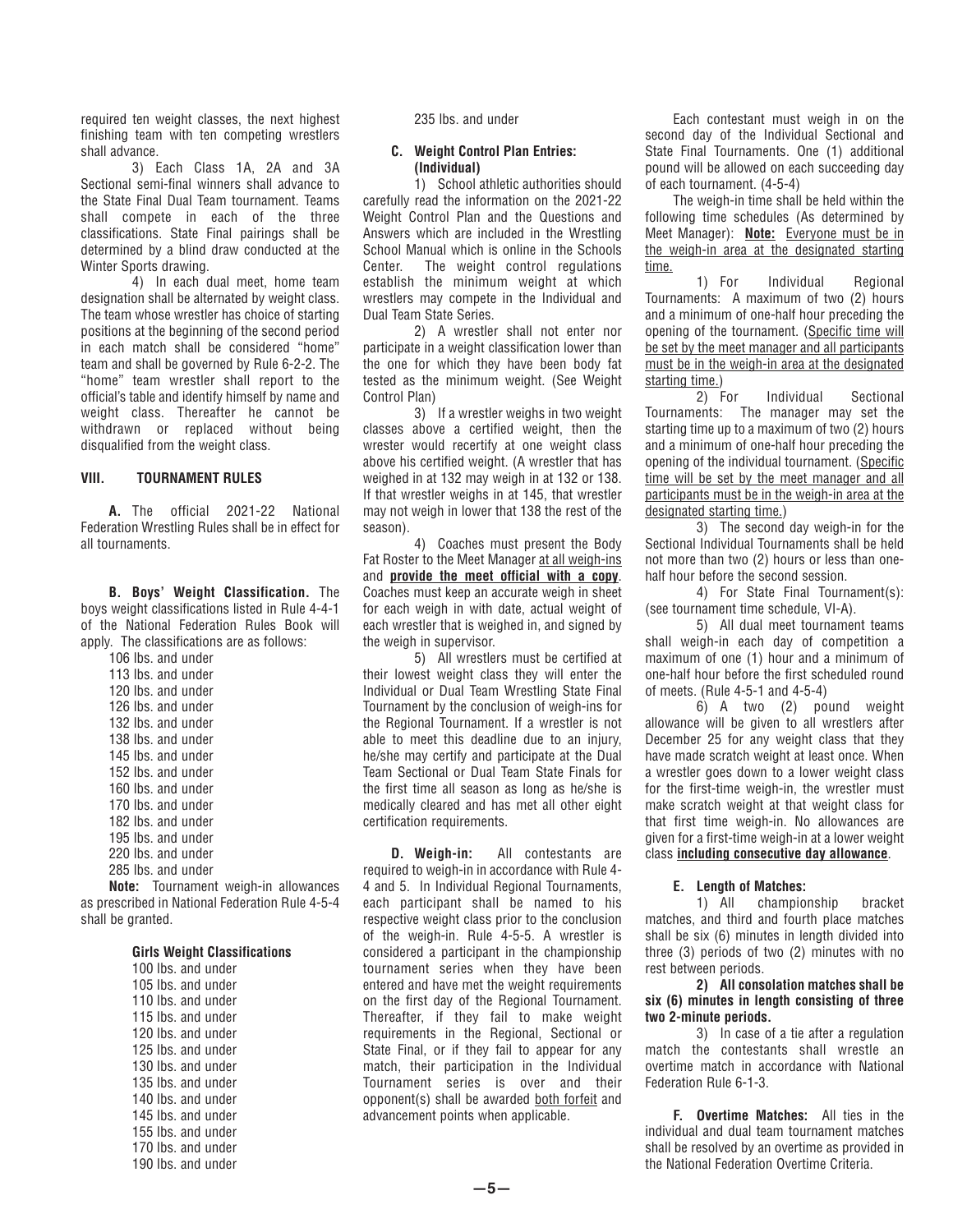required ten weight classes, the next highest finishing team with ten competing wrestlers shall advance.

3) Each Class 1A, 2A and 3A Sectional semi-final winners shall advance to the State Final Dual Team tournament. Teams shall compete in each of the three classifications. State Final pairings shall be determined by a blind draw conducted at the Winter Sports drawing.

4) In each dual meet, home team designation shall be alternated by weight class. The team whose wrestler has choice of starting positions at the beginning of the second period in each match shall be considered "home" team and shall be governed by Rule 6-2-2. The "home" team wrestler shall report to the official's table and identify himself by name and weight class. Thereafter he cannot be withdrawn or replaced without being disqualified from the weight class.

## VIII. TOURNAMENT RULES

**A.** The official 2021-22 National Federation Wrestling Rules shall be in effect for all tournaments.

**B. Boys' Weight Classification.** The boys weight classifications listed in Rule 4-4-1 of the National Federation Rules Book will apply. The classifications are as follows:

106 lbs. and under
113 lbs. and under
120 lbs. and under
126 lbs. and under
132 lbs. and under
138 lbs. and under
145 lbs. and under
152 lbs. and under
160 lbs. and under
170 lbs. and under
182 lbs. and under
195 lbs. and under
220 lbs. and under
285 lbs. and under

**Note:** Tournament weigh-in allowances as prescribed in National Federation Rule 4-5-4 shall be granted.

**Girls Weight Classifications**

100 lbs. and under
105 lbs. and under
110 lbs. and under
115 lbs. and under
120 lbs. and under
125 lbs. and under
130 lbs. and under
135 lbs. and under
140 lbs. and under
145 lbs. and under
155 lbs. and under
170 lbs. and under
190 lbs. and under
235 lbs. and under

**C. Weight Control Plan Entries: (Individual)**

1) School athletic authorities should carefully read the information on the 2021-22 Weight Control Plan and the Questions and Answers which are included in the Wrestling School Manual which is online in the Schools Center. The weight control regulations establish the minimum weight at which wrestlers may compete in the Individual and Dual Team State Series.

2) A wrestler shall not enter nor participate in a weight classification lower than the one for which they have been body fat tested as the minimum weight. (See Weight Control Plan)

3) If a wrestler weighs in two weight classes above a certified weight, then the wrester would recertify at one weight class above his certified weight. (A wrestler that has weighed in at 132 may weigh in at 132 or 138. If that wrestler weighs in at 145, that wrestler may not weigh in lower that 138 the rest of the season).

4) Coaches must present the Body Fat Roster to the Meet Manager at all weigh-ins and **provide the meet official with a copy**. Coaches must keep an accurate weigh in sheet for each weigh in with date, actual weight of each wrestler that is weighed in, and signed by the weigh in supervisor.

5) All wrestlers must be certified at their lowest weight class they will enter the Individual or Dual Team Wrestling State Final Tournament by the conclusion of weigh-ins for the Regional Tournament. If a wrestler is not able to meet this deadline due to an injury, he/she may certify and participate at the Dual Team Sectional or Dual Team State Finals for the first time all season as long as he/she is medically cleared and has met all other eight certification requirements.

**D. Weigh-in:** All contestants are required to weigh-in in accordance with Rule 4-4 and 5. In Individual Regional Tournaments, each participant shall be named to his respective weight class prior to the conclusion of the weigh-in. Rule 4-5-5. A wrestler is considered a participant in the championship tournament series when they have been entered and have met the weight requirements on the first day of the Regional Tournament. Thereafter, if they fail to make weight requirements in the Regional, Sectional or State Final, or if they fail to appear for any match, their participation in the Individual Tournament series is over and their opponent(s) shall be awarded both forfeit and advancement points when applicable.

Each contestant must weigh in on the second day of the Individual Sectional and State Final Tournaments. One (1) additional pound will be allowed on each succeeding day of each tournament. (4-5-4)

The weigh-in time shall be held within the following time schedules (As determined by Meet Manager): **Note:** Everyone must be in the weigh-in area at the designated starting time.

1) For Individual Regional Tournaments: A maximum of two (2) hours and a minimum of one-half hour preceding the opening of the tournament. (Specific time will be set by the meet manager and all participants must be in the weigh-in area at the designated starting time.)

2) For Individual Sectional Tournaments: The manager may set the starting time up to a maximum of two (2) hours and a minimum of one-half hour preceding the opening of the individual tournament. (Specific time will be set by the meet manager and all participants must be in the weigh-in area at the designated starting time.)

3) The second day weigh-in for the Sectional Individual Tournaments shall be held not more than two (2) hours or less than one-half hour before the second session.

4) For State Final Tournament(s): (see tournament time schedule, VI-A).

5) All dual meet tournament teams shall weigh-in each day of competition a maximum of one (1) hour and a minimum of one-half hour before the first scheduled round of meets. (Rule 4-5-1 and 4-5-4)

6) A two (2) pound weight allowance will be given to all wrestlers after December 25 for any weight class that they have made scratch weight at least once. When a wrestler goes down to a lower weight class for the first-time weigh-in, the wrestler must make scratch weight at that weight class for that first time weigh-in. No allowances are given for a first-time weigh-in at a lower weight class **including consecutive day allowance**.

**E. Length of Matches:**

1) All championship bracket matches, and third and fourth place matches shall be six (6) minutes in length divided into three (3) periods of two (2) minutes with no rest between periods.

**2) All consolation matches shall be six (6) minutes in length consisting of three two 2-minute periods.**

3) In case of a tie after a regulation match the contestants shall wrestle an overtime match in accordance with National Federation Rule 6-1-3.

**F. Overtime Matches:** All ties in the individual and dual team tournament matches shall be resolved by an overtime as provided in the National Federation Overtime Criteria.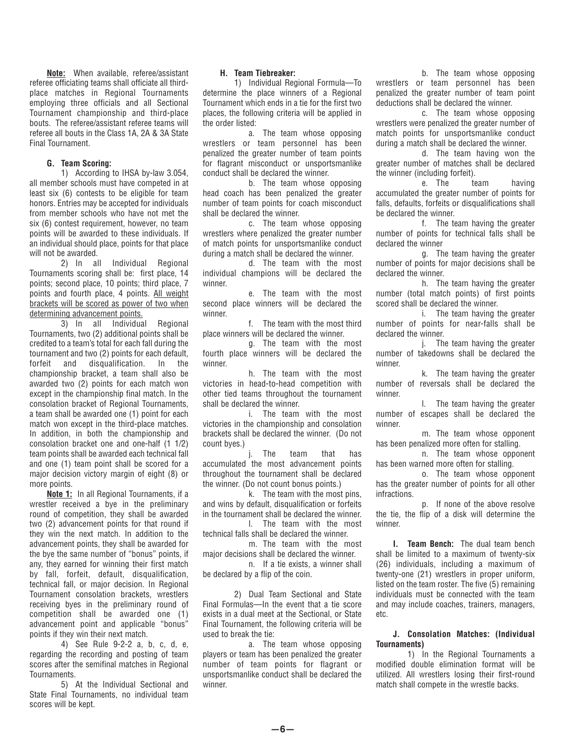**Note:** When available, referee/assistant referee officiating teams shall officiate all third-place matches in Regional Tournaments employing three officials and all Sectional Tournament championship and third-place bouts. The referee/assistant referee teams will referee all bouts in the Class 1A, 2A & 3A State Final Tournament.

**G. Team Scoring:**

1) According to IHSA by-law 3.054, all member schools must have competed in at least six (6) contests to be eligible for team honors. Entries may be accepted for individuals from member schools who have not met the six (6) contest requirement, however, no team points will be awarded to these individuals. If an individual should place, points for that place will not be awarded.

2) In all Individual Regional Tournaments scoring shall be: first place, 14 points; second place, 10 points; third place, 7 points and fourth place, 4 points. <u>All weight brackets will be scored as power of two when determining advancement points.</u>

3) In all Individual Regional Tournaments, two (2) additional points shall be credited to a team's total for each fall during the tournament and two (2) points for each default, forfeit and disqualification. In the championship bracket, a team shall also be awarded two (2) points for each match won except in the championship final match. In the consolation bracket of Regional Tournaments, a team shall be awarded one (1) point for each match won except in the third-place matches. In addition, in both the championship and consolation bracket one and one-half (1 1/2) team points shall be awarded each technical fall and one (1) team point shall be scored for a major decision victory margin of eight (8) or more points.

**Note 1:** In all Regional Tournaments, if a wrestler received a bye in the preliminary round of competition, they shall be awarded two (2) advancement points for that round if they win the next match. In addition to the advancement points, they shall be awarded for the bye the same number of "bonus" points, if any, they earned for winning their first match by fall, forfeit, default, disqualification, technical fall, or major decision. In Regional Tournament consolation brackets, wrestlers receiving byes in the preliminary round of competition shall be awarded one (1) advancement point and applicable "bonus" points if they win their next match.

4) See Rule 9-2-2 a, b, c, d, e, regarding the recording and posting of team scores after the semifinal matches in Regional Tournaments.

5) At the Individual Sectional and State Final Tournaments, no individual team scores will be kept.

**H. Team Tiebreaker:**

1) Individual Regional Formula—To determine the place winners of a Regional Tournament which ends in a tie for the first two places, the following criteria will be applied in the order listed:

a. The team whose opposing wrestlers or team personnel has been penalized the greater number of team points for flagrant misconduct or unsportsmanlike conduct shall be declared the winner.

b. The team whose opposing head coach has been penalized the greater number of team points for coach misconduct shall be declared the winner.

c. The team whose opposing wrestlers where penalized the greater number of match points for unsportsmanlike conduct during a match shall be declared the winner.

d. The team with the most individual champions will be declared the winner.

e. The team with the most second place winners will be declared the winner.

f. The team with the most third place winners will be declared the winner.

g. The team with the most fourth place winners will be declared the winner.

h. The team with the most victories in head-to-head competition with other tied teams throughout the tournament shall be declared the winner.

i. The team with the most victories in the championship and consolation brackets shall be declared the winner. (Do not count byes.)

j. The team that has accumulated the most advancement points throughout the tournament shall be declared the winner. (Do not count bonus points.)

k. The team with the most pins, and wins by default, disqualification or forfeits in the tournament shall be declared the winner.

l. The team with the most technical falls shall be declared the winner.

m. The team with the most major decisions shall be declared the winner.

n. If a tie exists, a winner shall be declared by a flip of the coin.

2) Dual Team Sectional and State Final Formulas—In the event that a tie score exists in a dual meet at the Sectional, or State Final Tournament, the following criteria will be used to break the tie:

a. The team whose opposing players or team has been penalized the greater number of team points for flagrant or unsportsmanlike conduct shall be declared the winner.

b. The team whose opposing wrestlers or team personnel has been penalized the greater number of team point deductions shall be declared the winner.

c. The team whose opposing wrestlers were penalized the greater number of match points for unsportsmanlike conduct during a match shall be declared the winner.

d. The team having won the greater number of matches shall be declared the winner (including forfeit).

e. The team having accumulated the greater number of points for falls, defaults, forfeits or disqualifications shall be declared the winner.

f. The team having the greater number of points for technical falls shall be declared the winner

g. The team having the greater number of points for major decisions shall be declared the winner.

h. The team having the greater number (total match points) of first points scored shall be declared the winner.

i. The team having the greater number of points for near-falls shall be declared the winner.

j. The team having the greater number of takedowns shall be declared the winner.

k. The team having the greater number of reversals shall be declared the winner.

l. The team having the greater number of escapes shall be declared the winner.

m. The team whose opponent has been penalized more often for stalling.

n. The team whose opponent has been warned more often for stalling.

o. The team whose opponent has the greater number of points for all other infractions.

p. If none of the above resolve the tie, the flip of a disk will determine the winner.

**I. Team Bench:** The dual team bench shall be limited to a maximum of twenty-six (26) individuals, including a maximum of twenty-one (21) wrestlers in proper uniform, listed on the team roster. The five (5) remaining individuals must be connected with the team and may include coaches, trainers, managers, etc.

**J. Consolation Matches: (Individual Tournaments)**

1) In the Regional Tournaments a modified double elimination format will be utilized. All wrestlers losing their first-round match shall compete in the wrestle backs.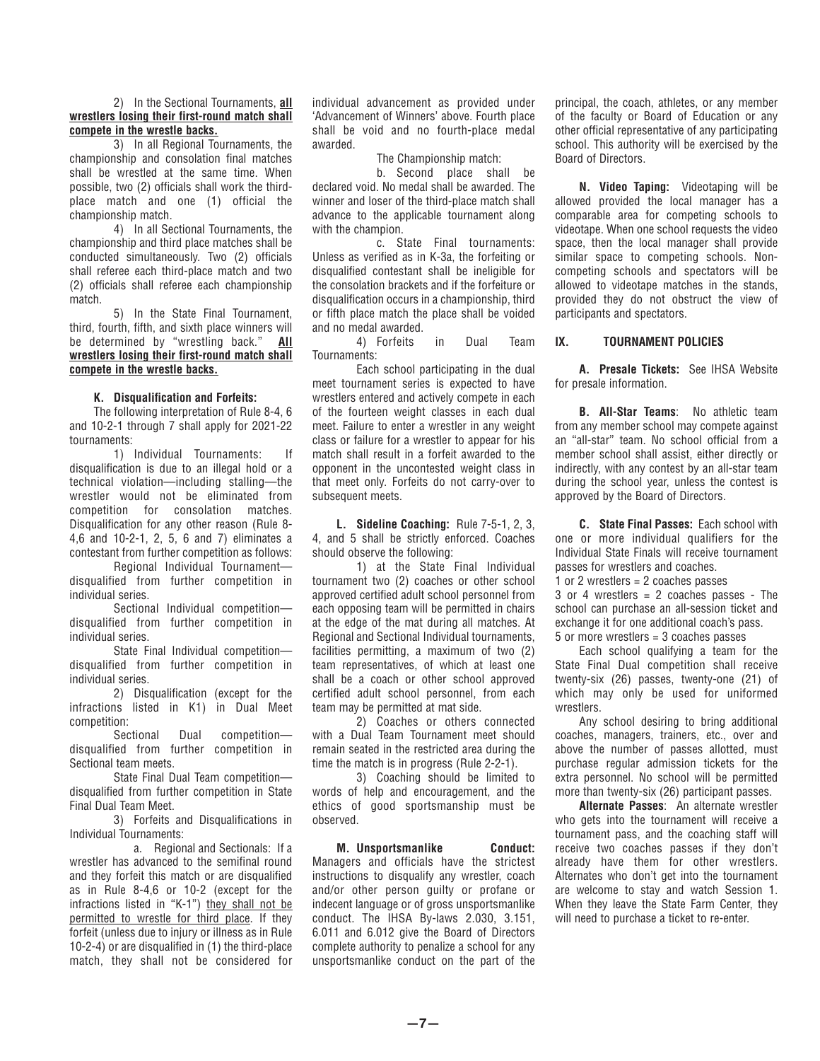2) In the Sectional Tournaments, **<u>all wrestlers losing their first-round match shall compete in the wrestle backs.</u>**

3) In all Regional Tournaments, the championship and consolation final matches shall be wrestled at the same time. When possible, two (2) officials shall work the third-place match and one (1) official the championship match.

4) In all Sectional Tournaments, the championship and third place matches shall be conducted simultaneously. Two (2) officials shall referee each third-place match and two (2) officials shall referee each championship match.

5) In the State Final Tournament, third, fourth, fifth, and sixth place winners will be determined by "wrestling back." **<u>All wrestlers losing their first-round match shall compete in the wrestle backs.</u>**

**K. Disqualification and Forfeits:**

The following interpretation of Rule 8-4, 6 and 10-2-1 through 7 shall apply for 2021-22 tournaments:

1) Individual Tournaments: If disqualification is due to an illegal hold or a technical violation—including stalling—the wrestler would not be eliminated from competition for consolation matches. Disqualification for any other reason (Rule 8-4,6 and 10-2-1, 2, 5, 6 and 7) eliminates a contestant from further competition as follows:

Regional Individual Tournament—disqualified from further competition in individual series.

Sectional Individual competition—disqualified from further competition in individual series.

State Final Individual competition—disqualified from further competition in individual series.

2) Disqualification (except for the infractions listed in K1) in Dual Meet competition:

Sectional Dual competition—disqualified from further competition in Sectional team meets.

State Final Dual Team competition—disqualified from further competition in State Final Dual Team Meet.

3) Forfeits and Disqualifications in Individual Tournaments:

a. Regional and Sectionals: If a wrestler has advanced to the semifinal round and they forfeit this match or are disqualified as in Rule 8-4,6 or 10-2 (except for the infractions listed in "K-1") <u>they shall not be permitted to wrestle for third place</u>. If they forfeit (unless due to injury or illness as in Rule 10-2-4) or are disqualified in (1) the third-place match, they shall not be considered for individual advancement as provided under 'Advancement of Winners' above. Fourth place shall be void and no fourth-place medal awarded.

The Championship match:

b. Second place shall be declared void. No medal shall be awarded. The winner and loser of the third-place match shall advance to the applicable tournament along with the champion.

c. State Final tournaments: Unless as verified as in K-3a, the forfeiting or disqualified contestant shall be ineligible for the consolation brackets and if the forfeiture or disqualification occurs in a championship, third or fifth place match the place shall be voided and no medal awarded.

4) Forfeits in Dual Team Tournaments:

Each school participating in the dual meet tournament series is expected to have wrestlers entered and actively compete in each of the fourteen weight classes in each dual meet. Failure to enter a wrestler in any weight class or failure for a wrestler to appear for his match shall result in a forfeit awarded to the opponent in the uncontested weight class in that meet only. Forfeits do not carry-over to subsequent meets.

**L. Sideline Coaching:** Rule 7-5-1, 2, 3, 4, and 5 shall be strictly enforced. Coaches should observe the following:

1) at the State Final Individual tournament two (2) coaches or other school approved certified adult school personnel from each opposing team will be permitted in chairs at the edge of the mat during all matches. At Regional and Sectional Individual tournaments, facilities permitting, a maximum of two (2) team representatives, of which at least one shall be a coach or other school approved certified adult school personnel, from each team may be permitted at mat side.

2) Coaches or others connected with a Dual Team Tournament meet should remain seated in the restricted area during the time the match is in progress (Rule 2-2-1).

3) Coaching should be limited to words of help and encouragement, and the ethics of good sportsmanship must be observed.

**M. Unsportsmanlike Conduct:** Managers and officials have the strictest instructions to disqualify any wrestler, coach and/or other person guilty or profane or indecent language or of gross unsportsmanlike conduct. The IHSA By-laws 2.030, 3.151, 6.011 and 6.012 give the Board of Directors complete authority to penalize a school for any unsportsmanlike conduct on the part of the principal, the coach, athletes, or any member of the faculty or Board of Education or any other official representative of any participating school. This authority will be exercised by the Board of Directors.

**N. Video Taping:** Videotaping will be allowed provided the local manager has a comparable area for competing schools to videotape. When one school requests the video space, then the local manager shall provide similar space to competing schools. Non-competing schools and spectators will be allowed to videotape matches in the stands, provided they do not obstruct the view of participants and spectators.

## IX. TOURNAMENT POLICIES

**A. Presale Tickets:** See IHSA Website for presale information.

**B. All-Star Teams**: No athletic team from any member school may compete against an "all-star" team. No school official from a member school shall assist, either directly or indirectly, with any contest by an all-star team during the school year, unless the contest is approved by the Board of Directors.

**C. State Final Passes:** Each school with one or more individual qualifiers for the Individual State Finals will receive tournament passes for wrestlers and coaches.

1 or 2 wrestlers = 2 coaches passes

3 or 4 wrestlers = 2 coaches passes - The school can purchase an all-session ticket and exchange it for one additional coach's pass.

5 or more wrestlers = 3 coaches passes

Each school qualifying a team for the State Final Dual competition shall receive twenty-six (26) passes, twenty-one (21) of which may only be used for uniformed wrestlers.

Any school desiring to bring additional coaches, managers, trainers, etc., over and above the number of passes allotted, must purchase regular admission tickets for the extra personnel. No school will be permitted more than twenty-six (26) participant passes.

**Alternate Passes**: An alternate wrestler who gets into the tournament will receive a tournament pass, and the coaching staff will receive two coaches passes if they don't already have them for other wrestlers. Alternates who don't get into the tournament are welcome to stay and watch Session 1. When they leave the State Farm Center, they will need to purchase a ticket to re-enter.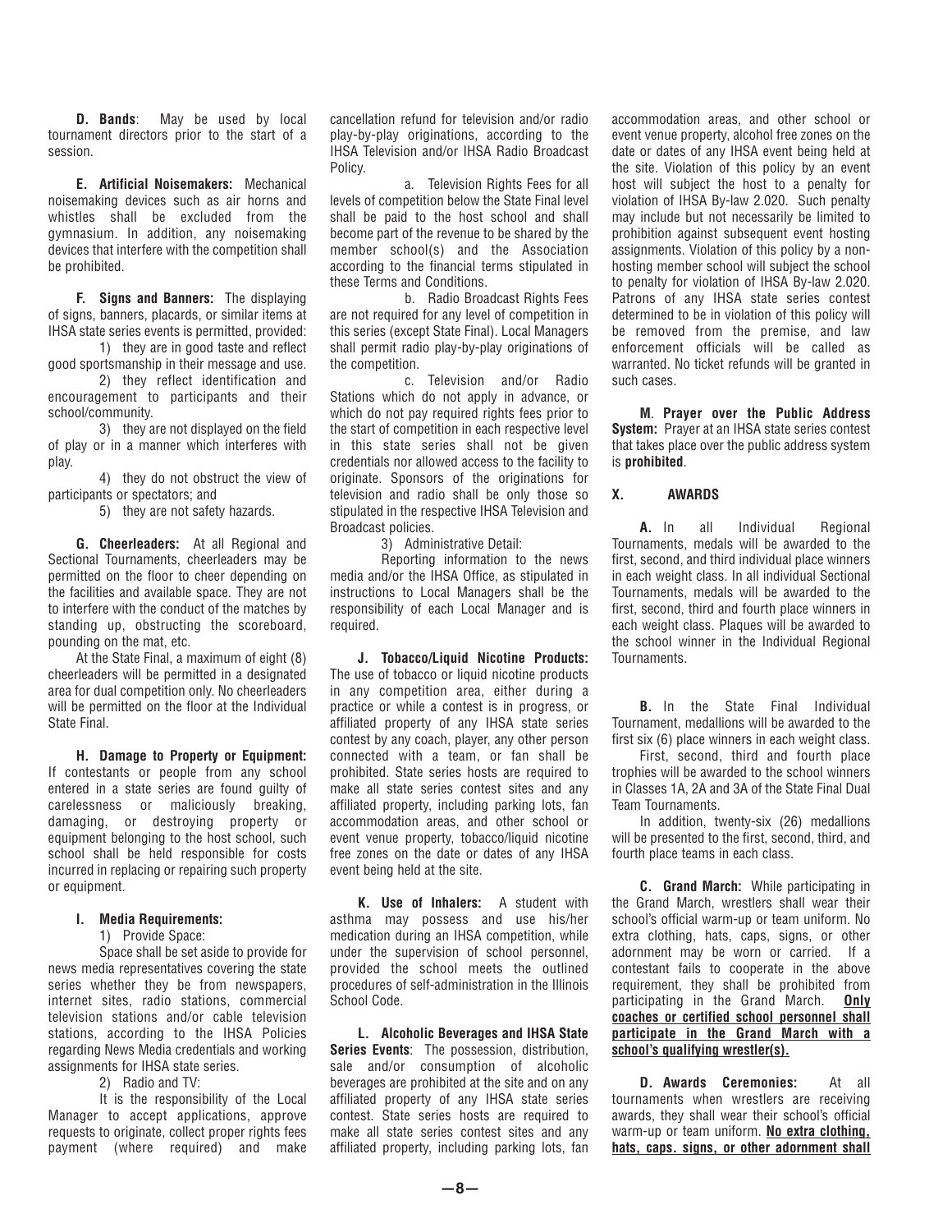**D. Bands**: May be used by local tournament directors prior to the start of a session.

**E. Artificial Noisemakers:** Mechanical noisemaking devices such as air horns and whistles shall be excluded from the gymnasium. In addition, any noisemaking devices that interfere with the competition shall be prohibited.

**F. Signs and Banners:** The displaying of signs, banners, placards, or similar items at IHSA state series events is permitted, provided:

1) they are in good taste and reflect good sportsmanship in their message and use.

2) they reflect identification and encouragement to participants and their school/community.

3) they are not displayed on the field of play or in a manner which interferes with play.

4) they do not obstruct the view of participants or spectators; and

5) they are not safety hazards.

**G. Cheerleaders:** At all Regional and Sectional Tournaments, cheerleaders may be permitted on the floor to cheer depending on the facilities and available space. They are not to interfere with the conduct of the matches by standing up, obstructing the scoreboard, pounding on the mat, etc.

At the State Final, a maximum of eight (8) cheerleaders will be permitted in a designated area for dual competition only. No cheerleaders will be permitted on the floor at the Individual State Final.

**H. Damage to Property or Equipment:** If contestants or people from any school entered in a state series are found guilty of carelessness or maliciously breaking, damaging, or destroying property or equipment belonging to the host school, such school shall be held responsible for costs incurred in replacing or repairing such property or equipment.

**I. Media Requirements:**

1) Provide Space:

Space shall be set aside to provide for news media representatives covering the state series whether they be from newspapers, internet sites, radio stations, commercial television stations and/or cable television stations, according to the IHSA Policies regarding News Media credentials and working assignments for IHSA state series.

2) Radio and TV:

It is the responsibility of the Local Manager to accept applications, approve requests to originate, collect proper rights fees payment (where required) and make cancellation refund for television and/or radio play-by-play originations, according to the IHSA Television and/or IHSA Radio Broadcast Policy.

a. Television Rights Fees for all levels of competition below the State Final level shall be paid to the host school and shall become part of the revenue to be shared by the member school(s) and the Association according to the financial terms stipulated in these Terms and Conditions.

b. Radio Broadcast Rights Fees are not required for any level of competition in this series (except State Final). Local Managers shall permit radio play-by-play originations of the competition.

c. Television and/or Radio Stations which do not apply in advance, or which do not pay required rights fees prior to the start of competition in each respective level in this state series shall not be given credentials nor allowed access to the facility to originate. Sponsors of the originations for television and radio shall be only those so stipulated in the respective IHSA Television and Broadcast policies.

3) Administrative Detail:

Reporting information to the news media and/or the IHSA Office, as stipulated in instructions to Local Managers shall be the responsibility of each Local Manager and is required.

**J. Tobacco/Liquid Nicotine Products:** The use of tobacco or liquid nicotine products in any competition area, either during a practice or while a contest is in progress, or affiliated property of any IHSA state series contest by any coach, player, any other person connected with a team, or fan shall be prohibited. State series hosts are required to make all state series contest sites and any affiliated property, including parking lots, fan accommodation areas, and other school or event venue property, tobacco/liquid nicotine free zones on the date or dates of any IHSA event being held at the site.

**K. Use of Inhalers:** A student with asthma may possess and use his/her medication during an IHSA competition, while under the supervision of school personnel, provided the school meets the outlined procedures of self-administration in the Illinois School Code.

**L. Alcoholic Beverages and IHSA State Series Events**: The possession, distribution, sale and/or consumption of alcoholic beverages are prohibited at the site and on any affiliated property of any IHSA state series contest. State series hosts are required to make all state series contest sites and any affiliated property, including parking lots, fan accommodation areas, and other school or event venue property, alcohol free zones on the date or dates of any IHSA event being held at the site. Violation of this policy by an event host will subject the host to a penalty for violation of IHSA By-law 2.020. Such penalty may include but not necessarily be limited to prohibition against subsequent event hosting assignments. Violation of this policy by a non-hosting member school will subject the school to penalty for violation of IHSA By-law 2.020. Patrons of any IHSA state series contest determined to be in violation of this policy will be removed from the premise, and law enforcement officials will be called as warranted. No ticket refunds will be granted in such cases.

**M. Prayer over the Public Address System:** Prayer at an IHSA state series contest that takes place over the public address system is **prohibited**.

## X. AWARDS

**A.** In all Individual Regional Tournaments, medals will be awarded to the first, second, and third individual place winners in each weight class. In all individual Sectional Tournaments, medals will be awarded to the first, second, third and fourth place winners in each weight class. Plaques will be awarded to the school winner in the Individual Regional Tournaments.

**B.** In the State Final Individual Tournament, medallions will be awarded to the first six (6) place winners in each weight class.

First, second, third and fourth place trophies will be awarded to the school winners in Classes 1A, 2A and 3A of the State Final Dual Team Tournaments.

In addition, twenty-six (26) medallions will be presented to the first, second, third, and fourth place teams in each class.

**C. Grand March:** While participating in the Grand March, wrestlers shall wear their school's official warm-up or team uniform. No extra clothing, hats, caps, signs, or other adornment may be worn or carried. If a contestant fails to cooperate in the above requirement, they shall be prohibited from participating in the Grand March. **Only coaches or certified school personnel shall participate in the Grand March with a school's qualifying wrestler(s).**

**D. Awards Ceremonies:** At all tournaments when wrestlers are receiving awards, they shall wear their school's official warm-up or team uniform. **No extra clothing, hats, caps. signs, or other adornment shall**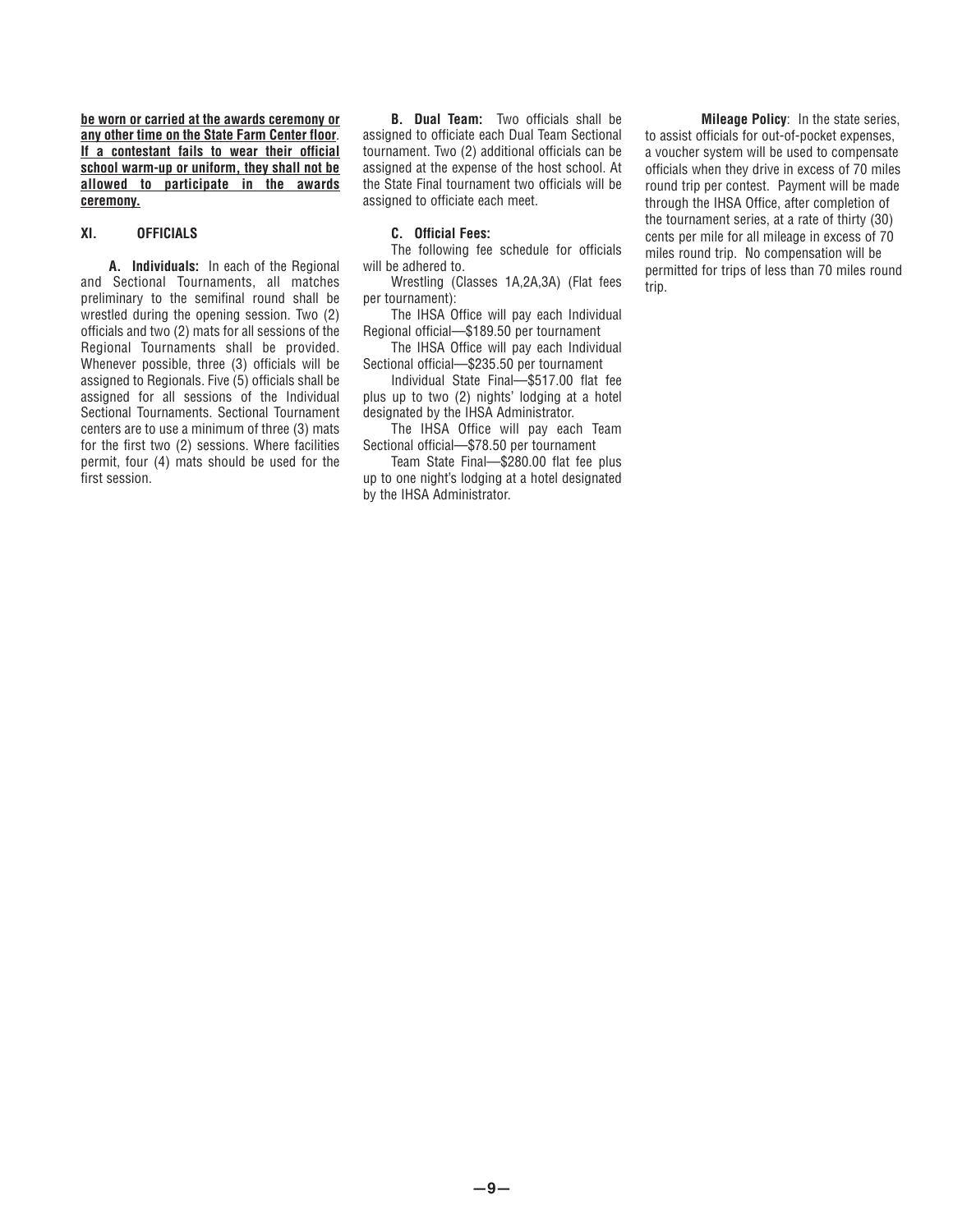**be worn or carried at the awards ceremony or any other time on the State Farm Center floor**. **If a contestant fails to wear their official school warm-up or uniform, they shall not be allowed to participate in the awards ceremony.**

## XI. OFFICIALS

**A. Individuals:** In each of the Regional and Sectional Tournaments, all matches preliminary to the semifinal round shall be wrestled during the opening session. Two (2) officials and two (2) mats for all sessions of the Regional Tournaments shall be provided. Whenever possible, three (3) officials will be assigned to Regionals. Five (5) officials shall be assigned for all sessions of the Individual Sectional Tournaments. Sectional Tournament centers are to use a minimum of three (3) mats for the first two (2) sessions. Where facilities permit, four (4) mats should be used for the first session.

**B. Dual Team:** Two officials shall be assigned to officiate each Dual Team Sectional tournament. Two (2) additional officials can be assigned at the expense of the host school. At the State Final tournament two officials will be assigned to officiate each meet.

**C. Official Fees:**

The following fee schedule for officials will be adhered to.

Wrestling (Classes 1A,2A,3A) (Flat fees per tournament):

The IHSA Office will pay each Individual Regional official—$189.50 per tournament

The IHSA Office will pay each Individual Sectional official—$235.50 per tournament

Individual State Final—$517.00 flat fee plus up to two (2) nights' lodging at a hotel designated by the IHSA Administrator.

The IHSA Office will pay each Team Sectional official—$78.50 per tournament

Team State Final—$280.00 flat fee plus up to one night's lodging at a hotel designated by the IHSA Administrator.

**Mileage Policy**: In the state series, to assist officials for out-of-pocket expenses, a voucher system will be used to compensate officials when they drive in excess of 70 miles round trip per contest. Payment will be made through the IHSA Office, after completion of the tournament series, at a rate of thirty (30) cents per mile for all mileage in excess of 70 miles round trip. No compensation will be permitted for trips of less than 70 miles round trip.